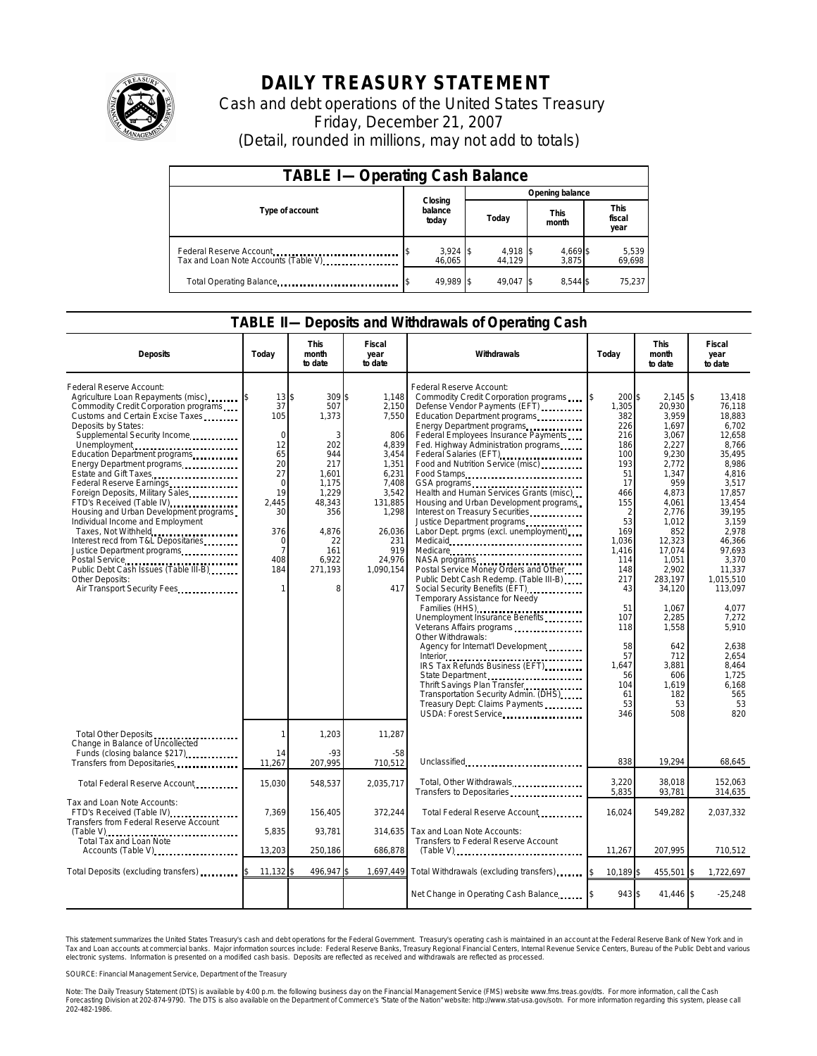# DAILY TREASURY STATEMENT

Cash and debt operations of the United States Treasury

Friday, December 21, 2007

(Detail, rounded in millions, may not add to totals)

| TABLE I—Operating Cash Balance | | | | |
|---|---|---|---|---|
| Type of account | Closing balance today | Opening balance | | |
| | | Today | This month | This fiscal year |
| Federal Reserve Account | $ 3,924 | $ 4,918 | $ 4,669 | $ 5,539 |
| Tax and Loan Note Accounts (Table V) | 46,065 | 44,129 | 3,875 | 69,698 |
| Total Operating Balance | $ 49,989 | $ 49,047 | $ 8,544 | $ 75,237 |

## TABLE II—Deposits and Withdrawals of Operating Cash

| Deposits | Today | This month to date | Fiscal year to date | Withdrawals | Today | This month to date | Fiscal year to date |
|---|---|---|---|---|---|---|---|
| Federal Reserve Account: | | | | Federal Reserve Account: | | | |
| Agriculture Loan Repayments (misc) | $ 13 | $ 309 | $ 1,148 | Commodity Credit Corporation programs | $ 200 | $ 2,145 | $ 13,418 |
| Commodity Credit Corporation programs | 37 | 507 | 2,150 | Defense Vendor Payments (EFT) | 1,305 | 20,930 | 76,118 |
| Customs and Certain Excise Taxes | 105 | 1,373 | 7,550 | Education Department programs | 382 | 3,959 | 18,883 |
| Deposits by States: | | | | Energy Department programs | 226 | 1,697 | 6,702 |
| Supplemental Security Income | 0 | 3 | 806 | Federal Employees Insurance Payments | 216 | 3,067 | 12,658 |
| Unemployment | 12 | 202 | 4,839 | Fed. Highway Administration programs | 186 | 2,227 | 8,766 |
| Education Department programs | 65 | 944 | 3,454 | Federal Salaries (EFT) | 100 | 9,230 | 35,495 |
| Energy Department programs | 20 | 217 | 1,351 | Food and Nutrition Service (misc) | 193 | 2,772 | 8,986 |
| Estate and Gift Taxes | 27 | 1,601 | 6,231 | Food Stamps | 51 | 1,347 | 4,816 |
| Federal Reserve Earnings | 0 | 1,175 | 7,408 | GSA programs | 17 | 959 | 3,517 |
| Foreign Deposits, Military Sales | 19 | 1,229 | 3,542 | Health and Human Services Grants (misc) | 466 | 4,873 | 17,857 |
| FTD's Received (Table IV) | 2,445 | 48,343 | 131,885 | Housing and Urban Development programs | 155 | 4,061 | 13,454 |
| Housing and Urban Development programs | 30 | 356 | 1,298 | Interest on Treasury Securities | 2 | 2,776 | 39,195 |
| Individual Income and Employment | | | | Justice Department programs | 53 | 1,012 | 3,159 |
| Taxes, Not Withheld | 376 | 4,876 | 26,036 | Labor Dept. prgms (excl. unemployment) | 169 | 852 | 2,978 |
| Interest recd from T&L Depositaries | 0 | 22 | 231 | Medicaid | 1,036 | 12,323 | 46,366 |
| Justice Department programs | 7 | 161 | 919 | Medicare | 1,416 | 17,074 | 97,693 |
| Postal Service | 408 | 6,922 | 24,976 | NASA programs | 114 | 1,051 | 3,370 |
| Public Debt Cash Issues (Table III-B) | 184 | 271,193 | 1,090,154 | Postal Service Money Orders and Other | 148 | 2,902 | 11,337 |
| Other Deposits: | | | | Public Debt Cash Redemp. (Table III-B) | 217 | 283,197 | 1,015,510 |
| Air Transport Security Fees | 1 | 8 | 417 | Social Security Benefits (EFT) | 43 | 34,120 | 113,097 |
| | | | | Temporary Assistance for Needy Families (HHS) | 51 | 1,067 | 4,077 |
| | | | | Unemployment Insurance Benefits | 107 | 2,285 | 7,272 |
| | | | | Veterans Affairs programs | 118 | 1,558 | 5,910 |
| | | | | Other Withdrawals: | | | |
| | | | | Agency for Internat'l Development | 58 | 642 | 2,638 |
| | | | | Interior | 57 | 712 | 2,654 |
| | | | | IRS Tax Refunds Business (EFT) | 1,647 | 3,881 | 8,464 |
| | | | | State Department | 56 | 606 | 1,725 |
| | | | | Thrift Savings Plan Transfer | 104 | 1,619 | 6,168 |
| | | | | Transportation Security Admin. (DHS) | 61 | 182 | 565 |
| | | | | Treasury Dept: Claims Payments | 53 | 53 | 53 |
| | | | | USDA: Forest Service | 346 | 508 | 820 |
| Total Other Deposits | 1 | 1,203 | 11,287 | | | | |
| Change in Balance of Uncollected Funds (closing balance $217) | 14 | -93 | -58 | | | | |
| Transfers from Depositaries | 11,267 | 207,995 | 710,512 | Unclassified | 838 | 19,294 | 68,645 |
| Total Federal Reserve Account | 15,030 | 548,537 | 2,035,717 | Total, Other Withdrawals | 3,220 | 38,018 | 152,063 |
| | | | | Transfers to Depositaries | 5,835 | 93,781 | 314,635 |
| Tax and Loan Note Accounts: | | | | | | | |
| FTD's Received (Table IV) | 7,369 | 156,405 | 372,244 | Total Federal Reserve Account | 16,024 | 549,282 | 2,037,332 |
| Transfers from Federal Reserve Account (Table V) | 5,835 | 93,781 | 314,635 | Tax and Loan Note Accounts: | | | |
| Total Tax and Loan Note Accounts (Table V) | 13,203 | 250,186 | 686,878 | Transfers to Federal Reserve Account (Table V) | 11,267 | 207,995 | 710,512 |
| Total Deposits (excluding transfers) | $ 11,132 | $ 496,947 | $ 1,697,449 | Total Withdrawals (excluding transfers) | $ 10,189 | $ 455,501 | $ 1,722,697 |
| | | | | Net Change in Operating Cash Balance | $ 943 | $ 41,446 | $ -25,248 |

This statement summarizes the United States Treasury's cash and debt operations for the Federal Government. Treasury's operating cash is maintained in an account at the Federal Reserve Bank of New York and in Tax and Loan accounts at commercial banks. Major information sources include: Federal Reserve Banks, Treasury Regional Financial Centers, Internal Revenue Service Centers, Bureau of the Public Debt and various electronic systems. Information is presented on a modified cash basis. Deposits are reflected as received and withdrawals are reflected as processed.

SOURCE: Financial Management Service, Department of the Treasury

Note: The Daily Treasury Statement (DTS) is available by 4:00 p.m. the following business day on the Financial Management Service (FMS) website www.fms.treas.gov/dts. For more information, call the Cash Forecasting Division at 202-874-9790. The DTS is also available on the Department of Commerce's "State of the Nation" website: http://www.stat-usa.gov/sotn. For more information regarding this system, please call 202-482-1986.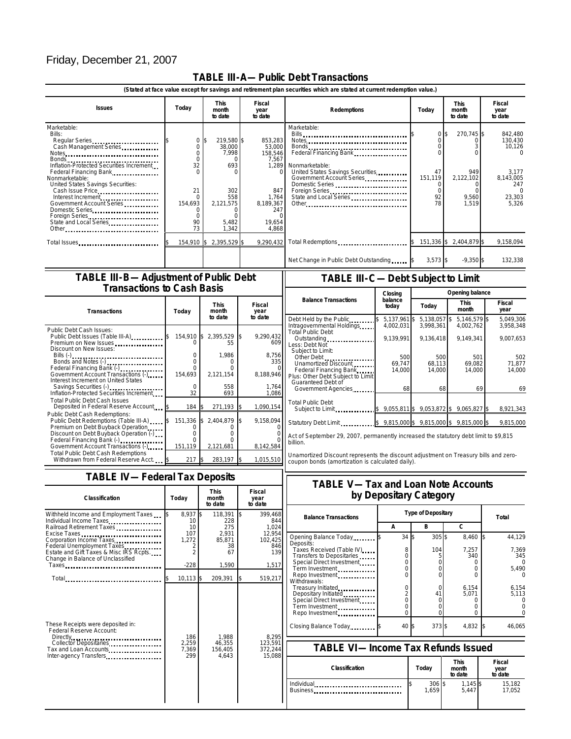Friday, December 21, 2007

## TABLE III-A— Public Debt Transactions

(Stated at face value except for savings and retirement plan securities which are stated at current redemption value.)

| Issues | Today | This month to date | Fiscal year to date |
|---|---|---|---|
| Marketable: | | | |
| Bills: | | | |
| Regular Series | $ 0 | $ 219,580 | $ 853,283 |
| Cash Management Series | 0 | 38,000 | 53,000 |
| Notes | 0 | 7,998 | 158,546 |
| Bonds | 0 | 0 | 7,567 |
| Inflation-Protected Securities Increment | 32 | 693 | 1,289 |
| Federal Financing Bank | 0 | 0 | 0 |
| Nonmarketable: | | | |
| United States Savings Securities: | | | |
| Cash Issue Price | 21 | 302 | 847 |
| Interest Increment | 0 | 558 | 1,764 |
| Government Account Series | 154,693 | 2,121,575 | 8,189,367 |
| Domestic Series | 0 | 0 | 247 |
| Foreign Series | 0 | 0 | 0 |
| State and Local Series | 90 | 5,482 | 19,654 |
| Other | 73 | 1,342 | 4,868 |
| Total Issues | $ 154,910 | $ 2,395,529 | $ 9,290,432 |

| Redemptions | Today | This month to date | Fiscal year to date |
|---|---|---|---|
| Marketable: | | | |
| Bills | $ 0 | $ 270,745 | $ 842,480 |
| Notes | 0 | 0 | 130,430 |
| Bonds | 0 | 3 | 10,126 |
| Federal Financing Bank | 0 | 0 | 0 |
| Nonmarketable: | | | |
| United States Savings Securities | 47 | 949 | 3,177 |
| Government Account Series | 151,119 | 2,122,102 | 8,143,005 |
| Domestic Series | 0 | 0 | 247 |
| Foreign Series | 0 | 0 | 0 |
| State and Local Series | 92 | 9,560 | 23,303 |
| Other | 78 | 1,519 | 5,326 |
| Total Redemptions | $ 151,336 | $ 2,404,879 | $ 9,158,094 |
| Net Change in Public Debt Outstanding | $ 3,573 | $ -9,350 | $ 132,338 |

## TABLE III-B— Adjustment of Public Debt Transactions to Cash Basis

| Transactions | Today | This month to date | Fiscal year to date |
|---|---|---|---|
| Public Debt Cash Issues: | | | |
| Public Debt Issues (Table III-A) | $ 154,910 | $ 2,395,529 | $ 9,290,432 |
| Premium on New Issues | 0 | 55 | 609 |
| Discount on New Issues: | | | |
| Bills (-) | 0 | 1,986 | 8,756 |
| Bonds and Notes (-) | 0 | 0 | 335 |
| Federal Financing Bank (-) | 0 | 0 | 0 |
| Government Account Transactions (-) | 154,693 | 2,121,154 | 8,188,946 |
| Interest Increment on United States Savings Securities (-) | 0 | 558 | 1,764 |
| Inflation-Protected Securities Increment | 32 | 693 | 1,086 |
| Total Public Debt Cash Issues Deposited in Federal Reserve Account | $ 184 | $ 271,193 | $ 1,090,154 |
| Public Debt Cash Redemptions: | | | |
| Public Debt Redemptions (Table III-A) | $ 151,336 | $ 2,404,879 | $ 9,158,094 |
| Premium on Debt Buyback Operation | 0 | 0 | 0 |
| Discount on Debt Buyback Operation (-) | 0 | 0 | 0 |
| Federal Financing Bank (-) | 0 | 0 | 0 |
| Government Account Transactions (-) | 151,119 | 2,121,681 | 8,142,584 |
| Total Public Debt Cash Redemptions Withdrawn from Federal Reserve Acct. | $ 217 | $ 283,197 | $ 1,015,510 |

## TABLE III-C— Debt Subject to Limit

| Balance Transactions | Closing balance today | Opening balance | | |
|---|---|---|---|---|
| | | Today | This month | Fiscal year |
| Debt Held by the Public | $ 5,137,961 | $ 5,138,057 | $ 5,146,579 | $ 5,049,306 |
| Intragovernmental Holdings | 4,002,031 | 3,998,361 | 4,002,762 | 3,958,348 |
| Total Public Debt Outstanding | 9,139,991 | 9,136,418 | 9,149,341 | 9,007,653 |
| Less: Debt Not Subject to Limit: | | | | |
| Other Debt | 500 | 500 | 501 | 502 |
| Unamortized Discount | 69,747 | 68,113 | 69,082 | 71,877 |
| Federal Financing Bank | 14,000 | 14,000 | 14,000 | 14,000 |
| Plus: Other Debt Subject to Limit | | | | |
| Guaranteed Debt of Government Agencies | 68 | 68 | 69 | 69 |
| Total Public Debt Subject to Limit | $ 9,055,811 | $ 9,053,872 | $ 9,065,827 | $ 8,921,343 |
| Statutory Debt Limit | $ 9,815,000 | $ 9,815,000 | $ 9,815,000 | $ 9,815,000 |

Act of September 29, 2007, permanently increased the statutory debt limit to $9,815 billion.

Unamortized Discount represents the discount adjustment on Treasury bills and zero-coupon bonds (amortization is calculated daily).

## TABLE IV— Federal Tax Deposits

| Classification | Today | This month to date | Fiscal year to date |
|---|---|---|---|
| Withheld Income and Employment Taxes | $ 8,937 | $ 118,391 | $ 399,468 |
| Individual Income Taxes | 10 | 228 | 844 |
| Railroad Retirement Taxes | 10 | 275 | 1,024 |
| Excise Taxes | 107 | 2,931 | 12,954 |
| Corporation Income Taxes | 1,272 | 85,871 | 102,425 |
| Federal Unemployment Taxes | 2 | 38 | 846 |
| Estate and Gift Taxes & Misc IRS Rcpts. | 2 | 67 | 139 |
| Change in Balance of Unclassified Taxes | -228 | 1,590 | 1,517 |
| Total | $ 10,113 | $ 209,391 | $ 519,217 |
| These Receipts were deposited in: | | | |
| Federal Reserve Account: | | | |
| Directly | 186 | 1,988 | 8,295 |
| Collector Depositaries | 2,259 | 46,355 | 123,591 |
| Tax and Loan Accounts | 7,369 | 156,405 | 372,244 |
| Inter-agency Transfers | 299 | 4,643 | 15,088 |

## TABLE V— Tax and Loan Note Accounts by Depositary Category

| Balance Transactions | Type of Depositary | | | Total |
|---|---|---|---|---|
| | A | B | C | |
| Opening Balance Today | $ 34 | $ 305 | $ 8,460 | $ 44,129 |
| Deposits: | | | | |
| Taxes Received (Table IV) | 8 | 104 | 7,257 | 7,369 |
| Transfers to Depositaries | 0 | 5 | 340 | 345 |
| Special Direct Investment | 0 | 0 | 0 | 0 |
| Term Investment | 0 | 0 | 0 | 5,490 |
| Repo Investment | 0 | 0 | 0 | 0 |
| Withdrawals: | | | | |
| Treasury Initiated | 0 | 0 | 6,154 | 6,154 |
| Depositary Initiated | 2 | 41 | 5,071 | 5,113 |
| Special Direct Investment | 0 | 0 | 0 | 0 |
| Term Investment | 0 | 0 | 0 | 0 |
| Repo Investment | 0 | 0 | 0 | 0 |
| Closing Balance Today | $ 40 | $ 373 | $ 4,832 | $ 46,065 |

## TABLE VI— Income Tax Refunds Issued

| Classification | Today | This month to date | Fiscal year to date |
|---|---|---|---|
| Individual | $ 306 | $ 1,145 | $ 15,182 |
| Business | 1,659 | 5,447 | 17,052 |